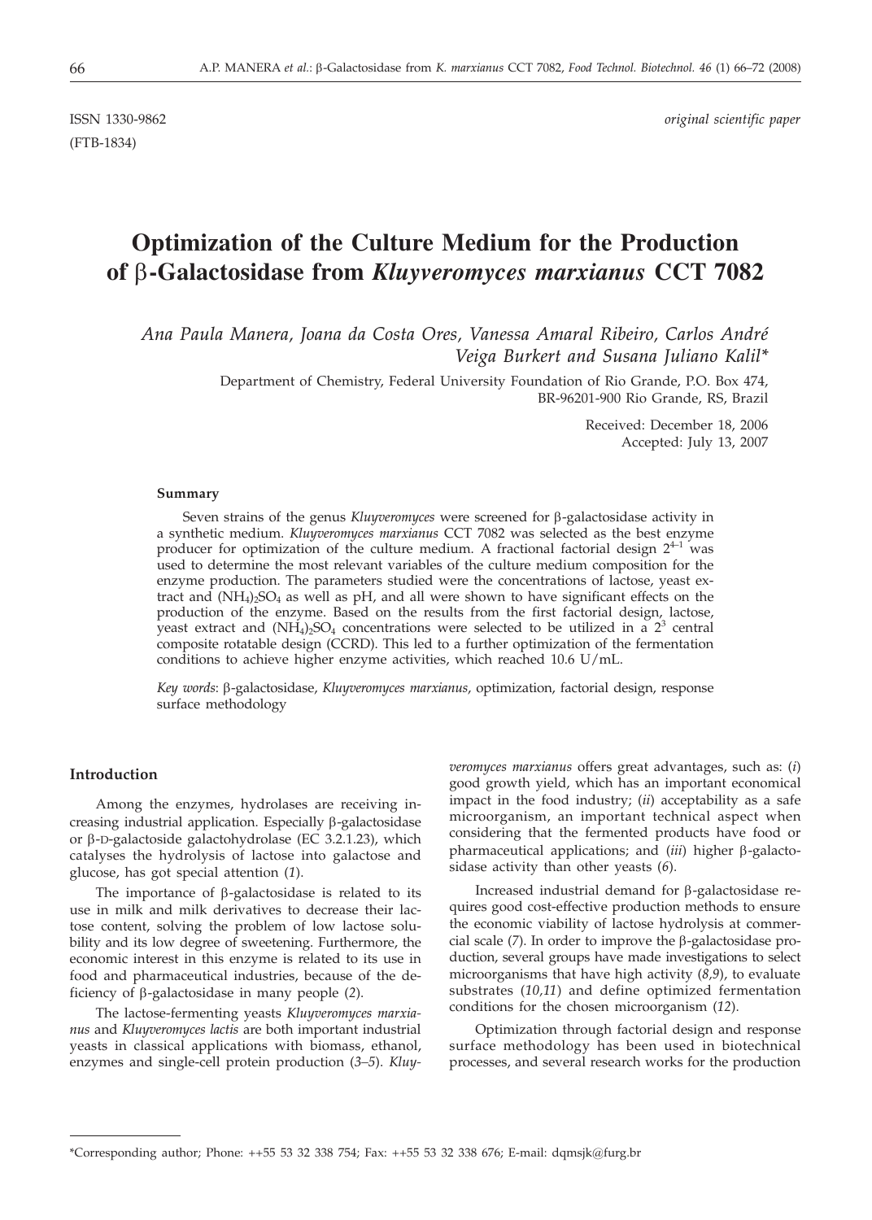ISSN 1330-9862 *original scientific paper*

(FTB-1834)

# Optimization of the Culture Medium for the Production of β-Galactosidase from *Kluyveromyces marxianus* CCT 7082

*Ana Paula Manera, Joana da Costa Ores, Vanessa Amaral Ribeiro, Carlos André Veiga Burkert and Susana Juliano Kalil**

Department of Chemistry, Federal University Foundation of Rio Grande, P.O. Box 474, BR-96201-900 Rio Grande, RS, Brazil

Received: December 18, 2006
Accepted: July 13, 2007

#### Summary

Seven strains of the genus *Kluyveromyces* were screened for β-galactosidase activity in a synthetic medium. *Kluyveromyces marxianus* CCT 7082 was selected as the best enzyme producer for optimization of the culture medium. A fractional factorial design $2^{4-1}$ was used to determine the most relevant variables of the culture medium composition for the enzyme production. The parameters studied were the concentrations of lactose, yeast extract and $(NH_4)_2SO_4$ as well as pH, and all were shown to have significant effects on the production of the enzyme. Based on the results from the first factorial design, lactose, yeast extract and $(NH_4)_2SO_4$ concentrations were selected to be utilized in a $2^3$ central composite rotatable design (CCRD). This led to a further optimization of the fermentation conditions to achieve higher enzyme activities, which reached 10.6 U/mL.

*Key words*: β-galactosidase, *Kluyveromyces marxianus*, optimization, factorial design, response surface methodology

#### Introduction

Among the enzymes, hydrolases are receiving increasing industrial application. Especially β-galactosidase or β-D-galactoside galactohydrolase (EC 3.2.1.23), which catalyses the hydrolysis of lactose into galactose and glucose, has got special attention (*1*).

The importance of β-galactosidase is related to its use in milk and milk derivatives to decrease their lactose content, solving the problem of low lactose solubility and its low degree of sweetening. Furthermore, the economic interest in this enzyme is related to its use in food and pharmaceutical industries, because of the deficiency of β-galactosidase in many people (*2*).

The lactose-fermenting yeasts *Kluyveromyces marxianus* and *Kluyveromyces lactis* are both important industrial yeasts in classical applications with biomass, ethanol, enzymes and single-cell protein production (*3–5*). *Kluyveromyces marxianus* offers great advantages, such as: (*i*) good growth yield, which has an important economical impact in the food industry; (*ii*) acceptability as a safe microorganism, an important technical aspect when considering that the fermented products have food or pharmaceutical applications; and (*iii*) higher β-galactosidase activity than other yeasts (*6*).

Increased industrial demand for β-galactosidase requires good cost-effective production methods to ensure the economic viability of lactose hydrolysis at commercial scale (*7*). In order to improve the β-galactosidase production, several groups have made investigations to select microorganisms that have high activity (*8,9*), to evaluate substrates (*10,11*) and define optimized fermentation conditions for the chosen microorganism (*12*).

Optimization through factorial design and response surface methodology has been used in biotechnical processes, and several research works for the production

\*Corresponding author; Phone: ++55 53 32 338 754; Fax: ++55 53 32 338 676; E-mail: dqmsjk@furg.br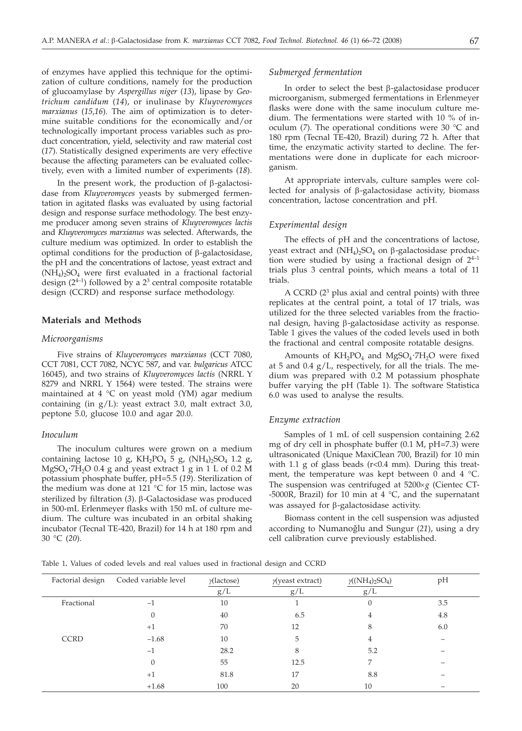of enzymes have applied this technique for the optimization of culture conditions, namely for the production of glucoamylase by *Aspergillus niger* (*13*), lipase by *Geotrichum candidum* (*14*), or inulinase by *Kluyveromyces marxianus* (*15,16*). The aim of optimization is to determine suitable conditions for the economically and/or technologically important process variables such as product concentration, yield, selectivity and raw material cost (*17*). Statistically designed experiments are very effective because the affecting parameters can be evaluated collectively, even with a limited number of experiments (*18*).

In the present work, the production of β-galactosidase from *Kluyveromyces* yeasts by submerged fermentation in agitated flasks was evaluated by using factorial design and response surface methodology. The best enzyme producer among seven strains of *Kluyveromyces lactis* and *Kluyveromyces marxianus* was selected. Afterwards, the culture medium was optimized. In order to establish the optimal conditions for the production of β-galactosidase, the pH and the concentrations of lactose, yeast extract and $(NH_4)_2SO_4$ were first evaluated in a fractional factorial design ($2^{4-1}$) followed by a $2^3$ central composite rotatable design (CCRD) and response surface methodology.

## Materials and Methods

### *Microorganisms*

Five strains of *Kluyveromyces marxianus* (CCT 7080, CCT 7081, CCT 7082, NCYC 587, and var. *bulgaricus* ATCC 16045), and two strains of *Kluyveromyces lactis* (NRRL Y 8279 and NRRL Y 1564) were tested. The strains were maintained at 4 °C on yeast mold (YM) agar medium containing (in g/L): yeast extract 3.0, malt extract 3.0, peptone 5.0, glucose 10.0 and agar 20.0.

### *Inoculum*

The inoculum cultures were grown on a medium containing lactose 10 g, $KH_2PO_4$ 5 g, $(NH_4)_2SO_4$ 1.2 g, $MgSO_4 \cdot 7H_2O$ 0.4 g and yeast extract 1 g in 1 L of 0.2 M potassium phosphate buffer, pH=5.5 (*19*). Sterilization of the medium was done at 121 °C for 15 min, lactose was sterilized by filtration (*3*). β-Galactosidase was produced in 500-mL Erlenmeyer flasks with 150 mL of culture medium. The culture was incubated in an orbital shaking incubator (Tecnal TE-420, Brazil) for 14 h at 180 rpm and 30 °C (*20*).

### *Submerged fermentation*

In order to select the best β-galactosidase producer microorganism, submerged fermentations in Erlenmeyer flasks were done with the same inoculum culture medium. The fermentations were started with 10 % of inoculum (*7*). The operational conditions were 30 °C and 180 rpm (Tecnal TE-420, Brazil) during 72 h. After that time, the enzymatic activity started to decline. The fermentations were done in duplicate for each microorganism.

At appropriate intervals, culture samples were collected for analysis of β-galactosidase activity, biomass concentration, lactose concentration and pH.

### *Experimental design*

The effects of pH and the concentrations of lactose, yeast extract and $(NH_4)_2SO_4$ on β-galactosidase production were studied by using a fractional design of $2^{4-1}$ trials plus 3 central points, which means a total of 11 trials.

A CCRD ($2^3$ plus axial and central points) with three replicates at the central point, a total of 17 trials, was utilized for the three selected variables from the fractional design, having β-galactosidase activity as response. Table 1 gives the values of the coded levels used in both the fractional and central composite rotatable designs.

Amounts of $KH_2PO_4$ and $MgSO_4 \cdot 7H_2O$ were fixed at 5 and 0.4 g/L, respectively, for all the trials. The medium was prepared with 0.2 M potassium phosphate buffer varying the pH (Table 1). The software Statistica 6.0 was used to analyse the results.

### *Enzyme extraction*

Samples of 1 mL of cell suspension containing 2.62 mg of dry cell in phosphate buffer (0.1 M, pH=7.3) were ultrasonicated (Unique MaxiClean 700, Brazil) for 10 min with 1.1 g of glass beads (r<0.4 mm). During this treatment, the temperature was kept between 0 and 4 °C. The suspension was centrifuged at 5200×*g* (Cientec CT-5000R, Brazil) for 10 min at 4 °C, and the supernatant was assayed for β-galactosidase activity.

Biomass content in the cell suspension was adjusted according to Numanoğlu and Sungur (*21*), using a dry cell calibration curve previously established.

Table 1. Values of coded levels and real values used in fractional design and CCRD

| Factorial design | Coded variable level | γ(lactose) g/L | γ(yeast extract) g/L | $\gamma((NH_4)_2SO_4)$ g/L | pH |
|---|---|---|---|---|---|
| Fractional | −1 | 10 | 1 | 0 | 3.5 |
| | 0 | 40 | 6.5 | 4 | 4.8 |
| | +1 | 70 | 12 | 8 | 6.0 |
| CCRD | −1.68 | 10 | 5 | 4 | – |
| | −1 | 28.2 | 8 | 5.2 | – |
| | 0 | 55 | 12.5 | 7 | – |
| | +1 | 81.8 | 17 | 8.8 | – |
| | +1.68 | 100 | 20 | 10 | – |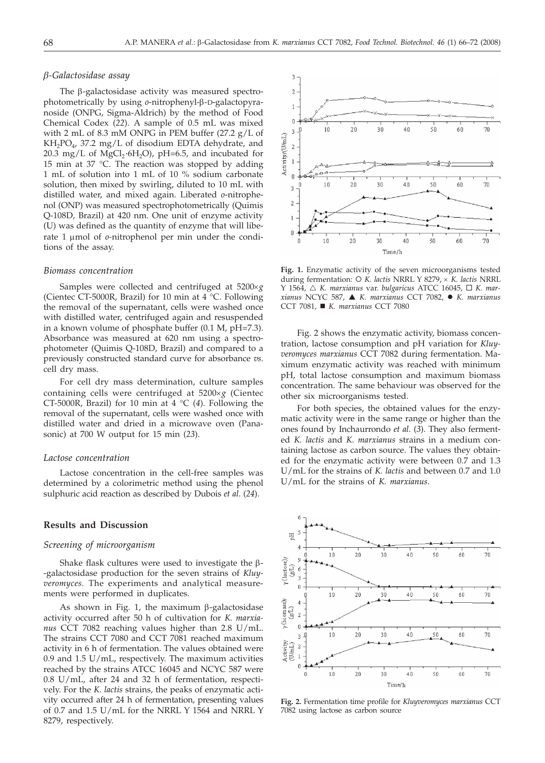### β-Galactosidase assay

The β-galactosidase activity was measured spectrophotometrically by using *o*-nitrophenyl-β-D-galactopyranoside (ONPG, Sigma-Aldrich) by the method of Food Chemical Codex (*22*). A sample of 0.5 mL was mixed with 2 mL of 8.3 mM ONPG in PEM buffer (27.2 g/L of $KH_2PO_4$, 37.2 mg/L of disodium EDTA dehydrate, and 20.3 mg/L of $MgCl_2 \cdot 6H_2O$), pH=6.5, and incubated for 15 min at 37 °C. The reaction was stopped by adding 1 mL of solution into 1 mL of 10 % sodium carbonate solution, then mixed by swirling, diluted to 10 mL with distilled water, and mixed again. Liberated *o*-nitrophenol (ONP) was measured spectrophotometrically (Quimis Q-108D, Brazil) at 420 nm. One unit of enzyme activity (U) was defined as the quantity of enzyme that will liberate 1 μmol of *o*-nitrophenol per min under the conditions of the assay.

### Biomass concentration

Samples were collected and centrifuged at 5200×*g* (Cientec CT-5000R, Brazil) for 10 min at 4 °C. Following the removal of the supernatant, cells were washed once with distilled water, centrifuged again and resuspended in a known volume of phosphate buffer (0.1 M, pH=7.3). Absorbance was measured at 620 nm using a spectrophotometer (Quimis Q-108D, Brazil) and compared to a previously constructed standard curve for absorbance *vs.* cell dry mass.

For cell dry mass determination, culture samples containing cells were centrifuged at 5200×*g* (Cientec CT-5000R, Brazil) for 10 min at 4 °C (*4*). Following the removal of the supernatant, cells were washed once with distilled water and dried in a microwave oven (Panasonic) at 700 W output for 15 min (*23*).

### Lactose concentration

Lactose concentration in the cell-free samples was determined by a colorimetric method using the phenol sulphuric acid reaction as described by Dubois *et al.* (*24*).

## Results and Discussion

### Screening of microorganism

Shake flask cultures were used to investigate the β-galactosidase production for the seven strains of *Kluyveromyces.* The experiments and analytical measurements were performed in duplicates.

As shown in Fig. 1, the maximum β-galactosidase activity occurred after 50 h of cultivation for *K. marxianus* CCT 7082 reaching values higher than 2.8 U/mL. The strains CCT 7080 and CCT 7081 reached maximum activity in 6 h of fermentation. The values obtained were 0.9 and 1.5 U/mL, respectively. The maximum activities reached by the strains ATCC 16045 and NCYC 587 were 0.8 U/mL, after 24 and 32 h of fermentation, respectively. For the *K. lactis* strains, the peaks of enzymatic activity occurred after 24 h of fermentation, presenting values of 0.7 and 1.5 U/mL for the NRRL Y 1564 and NRRL Y 8279, respectively.

**Fig. 1.** Enzymatic activity of the seven microorganisms tested during fermentation: ○ *K. lactis* NRRL Y 8279, × *K. lactis* NRRL Y 1564, △ *K. marxianus* var. *bulgaricus* ATCC 16045, □ *K. marxianus* NCYC 587, ▲ *K. marxianus* CCT 7082, ● *K. marxianus* CCT 7081, ■ *K. marxianus* CCT 7080

Fig. 2 shows the enzymatic activity, biomass concentration, lactose consumption and pH variation for *Kluyveromyces marxianus* CCT 7082 during fermentation. Maximum enzymatic activity was reached with minimum pH, total lactose consumption and maximum biomass concentration. The same behaviour was observed for the other six microorganisms tested.

For both species, the obtained values for the enzymatic activity were in the same range or higher than the ones found by Inchaurrondo *et al.* (*3*). They also fermented *K. lactis* and *K. marxianus* strains in a medium containing lactose as carbon source. The values they obtained for the enzymatic activity were between 0.7 and 1.3 U/mL for the strains of *K. lactis* and between 0.7 and 1.0 U/mL for the strains of *K. marxianus*.

**Fig. 2.** Fermentation time profile for *Kluyveromyces marxianus* CCT 7082 using lactose as carbon source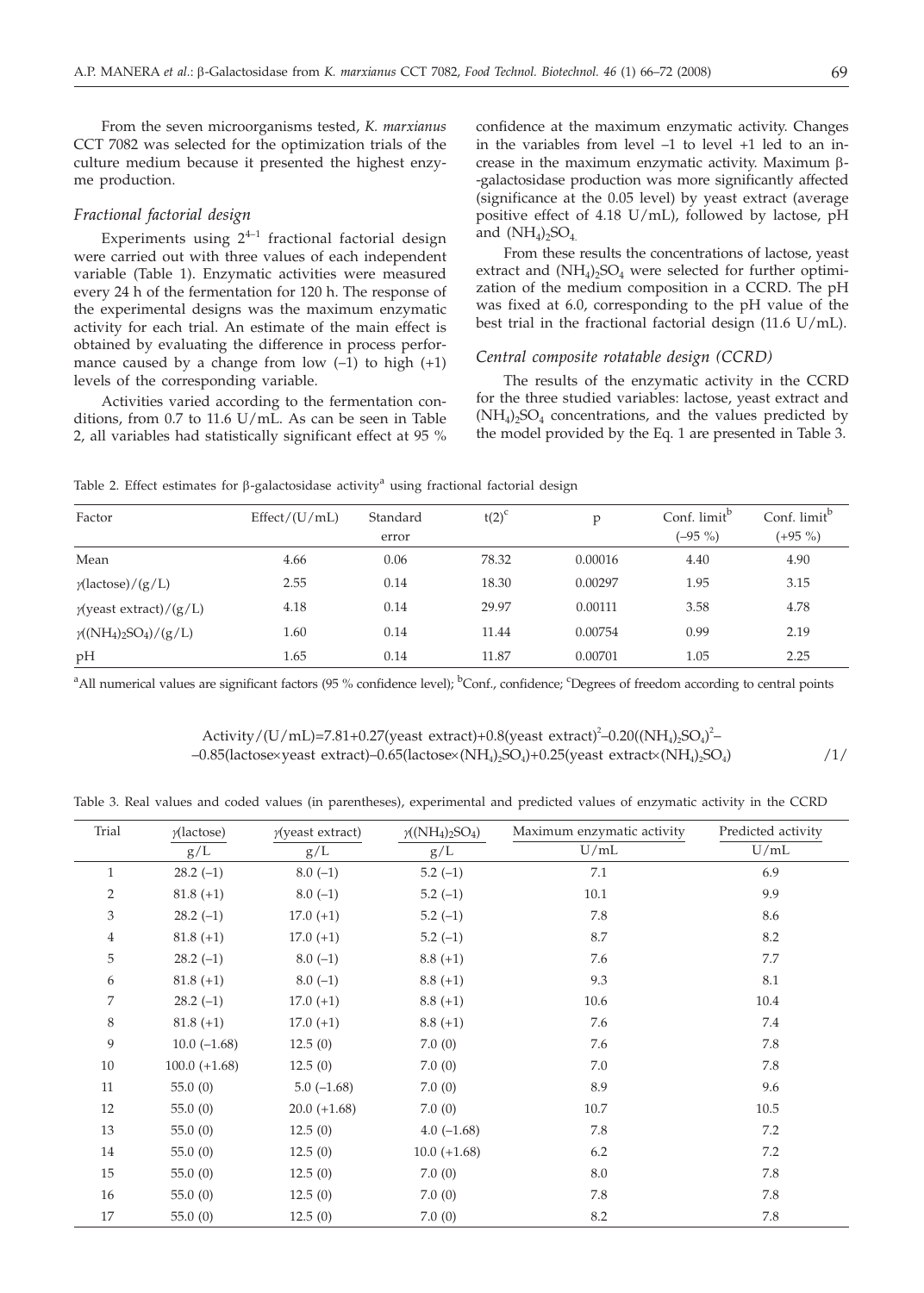From the seven microorganisms tested, *K. marxianus* CCT 7082 was selected for the optimization trials of the culture medium because it presented the highest enzyme production.

### *Fractional factorial design*

Experiments using $2^{4-1}$ fractional factorial design were carried out with three values of each independent variable (Table 1). Enzymatic activities were measured every 24 h of the fermentation for 120 h. The response of the experimental designs was the maximum enzymatic activity for each trial. An estimate of the main effect is obtained by evaluating the difference in process performance caused by a change from low (–1) to high (+1) levels of the corresponding variable.

Activities varied according to the fermentation conditions, from 0.7 to 11.6 U/mL. As can be seen in Table 2, all variables had statistically significant effect at 95 % confidence at the maximum enzymatic activity. Changes in the variables from level –1 to level +1 led to an increase in the maximum enzymatic activity. Maximum β-galactosidase production was more significantly affected (significance at the 0.05 level) by yeast extract (average positive effect of 4.18 U/mL), followed by lactose, pH and $(NH_4)_2SO_4$.

From these results the concentrations of lactose, yeast extract and $(NH_4)_2SO_4$ were selected for further optimization of the medium composition in a CCRD. The pH was fixed at 6.0, corresponding to the pH value of the best trial in the fractional factorial design (11.6 U/mL).

### *Central composite rotatable design (CCRD)*

The results of the enzymatic activity in the CCRD for the three studied variables: lactose, yeast extract and $(NH_4)_2SO_4$ concentrations, and the values predicted by the model provided by the Eq. 1 are presented in Table 3.

Table 2. Effect estimates for β-galactosidase activity[a] using fractional factorial design

| Factor | Effect/(U/mL) | Standard error | t(2)[c] | p | Conf. limit[b] (–95 %) | Conf. limit[b] (+95 %) |
|---|---|---|---|---|---|---|
| Mean | 4.66 | 0.06 | 78.32 | 0.00016 | 4.40 | 4.90 |
| $\gamma$(lactose)/(g/L) | 2.55 | 0.14 | 18.30 | 0.00297 | 1.95 | 3.15 |
| $\gamma$(yeast extract)/(g/L) | 4.18 | 0.14 | 29.97 | 0.00111 | 3.58 | 4.78 |
| $\gamma((NH_4)_2SO_4)$/(g/L) | 1.60 | 0.14 | 11.44 | 0.00754 | 0.99 | 2.19 |
| pH | 1.65 | 0.14 | 11.87 | 0.00701 | 1.05 | 2.25 |

[a]All numerical values are significant factors (95 % confidence level); [b]Conf., confidence; [c]Degrees of freedom according to central points

$$\text{Activity}/(\text{U/mL})=7.81+0.27(\text{yeast extract})+0.8(\text{yeast extract})^2-0.20((NH_4)_2SO_4)^2-0.85(\text{lactose}\times\text{yeast extract})-0.65(\text{lactose}\times(NH_4)_2SO_4)+0.25(\text{yeast extract}\times(NH_4)_2SO_4) \qquad /1/$$

Table 3. Real values and coded values (in parentheses), experimental and predicted values of enzymatic activity in the CCRD

| Trial | $\gamma$(lactose) g/L | $\gamma$(yeast extract) g/L | $\gamma((NH_4)_2SO_4)$ g/L | Maximum enzymatic activity U/mL | Predicted activity U/mL |
|---|---|---|---|---|---|
| 1 | 28.2 (–1) | 8.0 (–1) | 5.2 (–1) | 7.1 | 6.9 |
| 2 | 81.8 (+1) | 8.0 (–1) | 5.2 (–1) | 10.1 | 9.9 |
| 3 | 28.2 (–1) | 17.0 (+1) | 5.2 (–1) | 7.8 | 8.6 |
| 4 | 81.8 (+1) | 17.0 (+1) | 5.2 (–1) | 8.7 | 8.2 |
| 5 | 28.2 (–1) | 8.0 (–1) | 8.8 (+1) | 7.6 | 7.7 |
| 6 | 81.8 (+1) | 8.0 (–1) | 8.8 (+1) | 9.3 | 8.1 |
| 7 | 28.2 (–1) | 17.0 (+1) | 8.8 (+1) | 10.6 | 10.4 |
| 8 | 81.8 (+1) | 17.0 (+1) | 8.8 (+1) | 7.6 | 7.4 |
| 9 | 10.0 (–1.68) | 12.5 (0) | 7.0 (0) | 7.6 | 7.8 |
| 10 | 100.0 (+1.68) | 12.5 (0) | 7.0 (0) | 7.0 | 7.8 |
| 11 | 55.0 (0) | 5.0 (–1.68) | 7.0 (0) | 8.9 | 9.6 |
| 12 | 55.0 (0) | 20.0 (+1.68) | 7.0 (0) | 10.7 | 10.5 |
| 13 | 55.0 (0) | 12.5 (0) | 4.0 (–1.68) | 7.8 | 7.2 |
| 14 | 55.0 (0) | 12.5 (0) | 10.0 (+1.68) | 6.2 | 7.2 |
| 15 | 55.0 (0) | 12.5 (0) | 7.0 (0) | 8.0 | 7.8 |
| 16 | 55.0 (0) | 12.5 (0) | 7.0 (0) | 7.8 | 7.8 |
| 17 | 55.0 (0) | 12.5 (0) | 7.0 (0) | 8.2 | 7.8 |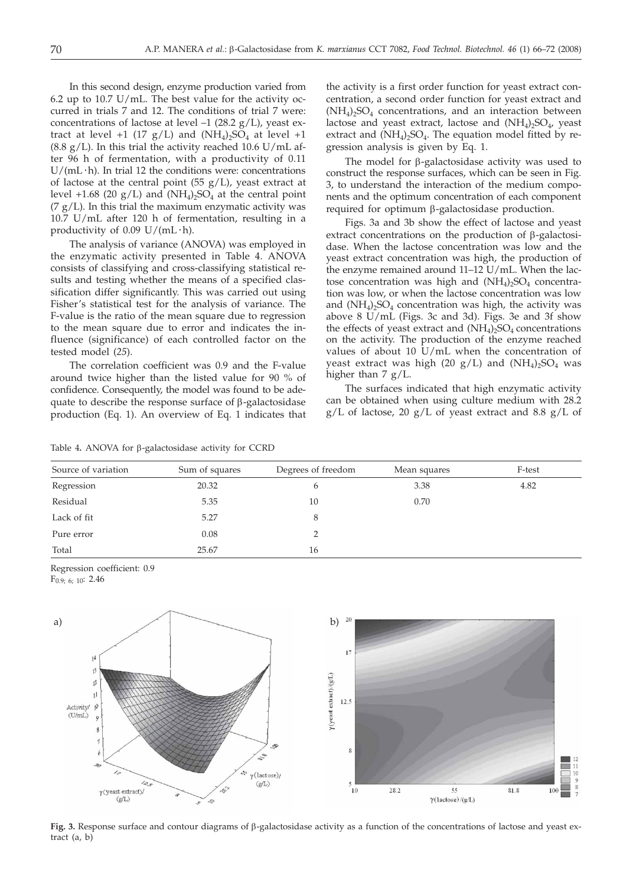In this second design, enzyme production varied from 6.2 up to 10.7 U/mL. The best value for the activity occurred in trials 7 and 12. The conditions of trial 7 were: concentrations of lactose at level –1 (28.2 g/L), yeast extract at level +1 (17 g/L) and $(NH_4)_2SO_4$ at level +1 (8.8 g/L). In this trial the activity reached 10.6 U/mL after 96 h of fermentation, with a productivity of 0.11 U/(mL·h). In trial 12 the conditions were: concentrations of lactose at the central point (55 g/L), yeast extract at level +1.68 (20 g/L) and $(NH_4)_2SO_4$ at the central point (7 g/L). In this trial the maximum enzymatic activity was 10.7 U/mL after 120 h of fermentation, resulting in a productivity of 0.09 U/(mL·h).

The analysis of variance (ANOVA) was employed in the enzymatic activity presented in Table 4. ANOVA consists of classifying and cross-classifying statistical results and testing whether the means of a specified classification differ significantly. This was carried out using Fisher's statistical test for the analysis of variance. The F-value is the ratio of the mean square due to regression to the mean square due to error and indicates the influence (significance) of each controlled factor on the tested model (*25*).

The correlation coefficient was 0.9 and the F-value around twice higher than the listed value for 90 % of confidence. Consequently, the model was found to be adequate to describe the response surface of β-galactosidase production (Eq. 1). An overview of Eq. 1 indicates that the activity is a first order function for yeast extract concentration, a second order function for yeast extract and $(NH_4)_2SO_4$ concentrations, and an interaction between lactose and yeast extract, lactose and $(NH_4)_2SO_4$, yeast extract and $(NH_4)_2SO_4$. The equation model fitted by regression analysis is given by Eq. 1.

The model for β-galactosidase activity was used to construct the response surfaces, which can be seen in Fig. 3, to understand the interaction of the medium components and the optimum concentration of each component required for optimum β-galactosidase production.

Figs. 3a and 3b show the effect of lactose and yeast extract concentrations on the production of β-galactosidase. When the lactose concentration was low and the yeast extract concentration was high, the production of the enzyme remained around 11–12 U/mL. When the lactose concentration was high and $(NH_4)_2SO_4$ concentration was low, or when the lactose concentration was low and $(NH_4)_2SO_4$ concentration was high, the activity was above 8 U/mL (Figs. 3c and 3d). Figs. 3e and 3f show the effects of yeast extract and $(NH_4)_2SO_4$ concentrations on the activity. The production of the enzyme reached values of about 10 U/mL when the concentration of yeast extract was high (20 g/L) and $(NH_4)_2SO_4$ was higher than 7 g/L.

The surfaces indicated that high enzymatic activity can be obtained when using culture medium with 28.2 g/L of lactose, 20 g/L of yeast extract and 8.8 g/L of

Table 4. ANOVA for β-galactosidase activity for CCRD

| Source of variation | Sum of squares | Degrees of freedom | Mean squares | F-test |
|---|---|---|---|---|
| Regression | 20.32 | 6 | 3.38 | 4.82 |
| Residual | 5.35 | 10 | 0.70 | |
| Lack of fit | 5.27 | 8 | | |
| Pure error | 0.08 | 2 | | |
| Total | 25.67 | 16 | | |

Regression coefficient: 0.9

$F_{0.9;\,6;\,10}$: 2.46

**Fig. 3.** Response surface and contour diagrams of β-galactosidase activity as a function of the concentrations of lactose and yeast extract (a, b)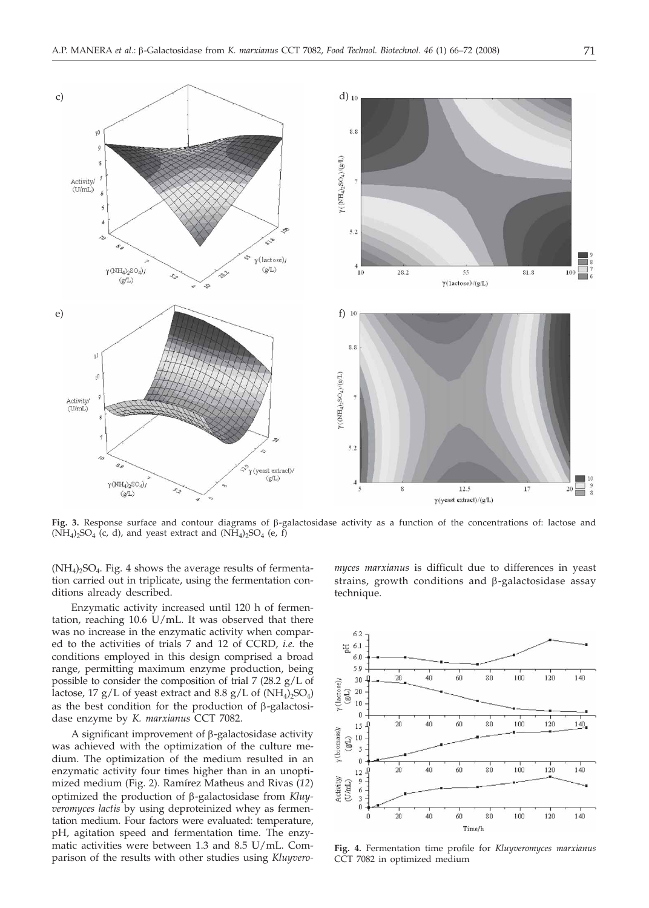Fig. 3. Response surface and contour diagrams of β-galactosidase activity as a function of the concentrations of: lactose and $(NH_4)_2SO_4$ (c, d), and yeast extract and $(NH_4)_2SO_4$ (e, f)

$(NH_4)_2SO_4$. Fig. 4 shows the average results of fermentation carried out in triplicate, using the fermentation conditions already described.

Enzymatic activity increased until 120 h of fermentation, reaching 10.6 U/mL. It was observed that there was no increase in the enzymatic activity when compared to the activities of trials 7 and 12 of CCRD, *i.e.* the conditions employed in this design comprised a broad range, permitting maximum enzyme production, being possible to consider the composition of trial 7 (28.2 g/L of lactose, 17 g/L of yeast extract and 8.8 g/L of $(NH_4)_2SO_4$) as the best condition for the production of β-galactosidase enzyme by *K. marxianus* CCT 7082.

A significant improvement of β-galactosidase activity was achieved with the optimization of the culture medium. The optimization of the medium resulted in an enzymatic activity four times higher than in an unoptimized medium (Fig. 2). Ramírez Matheus and Rivas (*12*) optimized the production of β-galactosidase from *Kluyveromyces lactis* by using deproteinized whey as fermentation medium. Four factors were evaluated: temperature, pH, agitation speed and fermentation time. The enzymatic activities were between 1.3 and 8.5 U/mL. Comparison of the results with other studies using *Kluyveromyces marxianus* is difficult due to differences in yeast strains, growth conditions and β-galactosidase assay technique.

Fig. 4. Fermentation time profile for *Kluyveromyces marxianus* CCT 7082 in optimized medium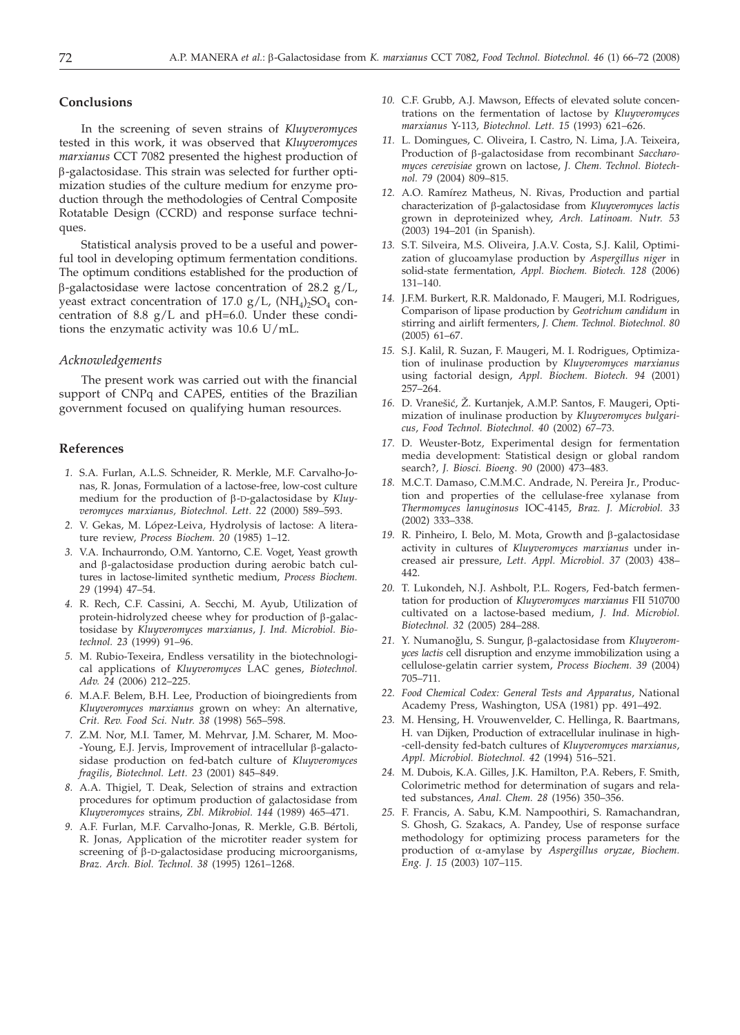## Conclusions

In the screening of seven strains of *Kluyveromyces* tested in this work, it was observed that *Kluyveromyces marxianus* CCT 7082 presented the highest production of β-galactosidase. This strain was selected for further optimization studies of the culture medium for enzyme production through the methodologies of Central Composite Rotatable Design (CCRD) and response surface techniques.

Statistical analysis proved to be a useful and powerful tool in developing optimum fermentation conditions. The optimum conditions established for the production of β-galactosidase were lactose concentration of 28.2 g/L, yeast extract concentration of 17.0 g/L, $(NH_4)_2SO_4$ concentration of 8.8 g/L and pH=6.0. Under these conditions the enzymatic activity was 10.6 U/mL.

### *Acknowledgements*

The present work was carried out with the financial support of CNPq and CAPES, entities of the Brazilian government focused on qualifying human resources.

## References

*1.* S.A. Furlan, A.L.S. Schneider, R. Merkle, M.F. Carvalho-Jonas, R. Jonas, Formulation of a lactose-free, low-cost culture medium for the production of β-D-galactosidase by *Kluyveromyces marxianus*, *Biotechnol. Lett. 22* (2000) 589–593.

*2.* V. Gekas, M. López-Leiva, Hydrolysis of lactose: A literature review, *Process Biochem. 20* (1985) 1–12.

*3.* V.A. Inchaurrondo, O.M. Yantorno, C.E. Voget, Yeast growth and β-galactosidase production during aerobic batch cultures in lactose-limited synthetic medium, *Process Biochem. 29* (1994) 47–54.

*4.* R. Rech, C.F. Cassini, A. Secchi, M. Ayub, Utilization of protein-hidrolyzed cheese whey for production of β-galactosidase by *Kluyveromyces marxianus*, *J. Ind. Microbiol. Biotechnol. 23* (1999) 91–96.

*5.* M. Rubio-Texeira, Endless versatility in the biotechnological applications of *Kluyveromyces* LAC genes, *Biotechnol. Adv. 24* (2006) 212–225.

*6.* M.A.F. Belem, B.H. Lee, Production of bioingredients from *Kluyveromyces marxianus* grown on whey: An alternative, *Crit. Rev. Food Sci. Nutr. 38* (1998) 565–598.

*7.* Z.M. Nor, M.I. Tamer, M. Mehrvar, J.M. Scharer, M. Moo-Young, E.J. Jervis, Improvement of intracellular β-galactosidase production on fed-batch culture of *Kluyveromyces fragilis*, *Biotechnol. Lett. 23* (2001) 845–849.

*8.* A.A. Thigiel, T. Deak, Selection of strains and extraction procedures for optimum production of galactosidase from *Kluyveromyces* strains, *Zbl. Mikrobiol. 144* (1989) 465–471.

*9.* A.F. Furlan, M.F. Carvalho-Jonas, R. Merkle, G.B. Bértoli, R. Jonas, Application of the microtiter reader system for screening of β-D-galactosidase producing microorganisms, *Braz. Arch. Biol. Technol. 38* (1995) 1261–1268.

*10.* C.F. Grubb, A.J. Mawson, Effects of elevated solute concentrations on the fermentation of lactose by *Kluyveromyces marxianus* Y-113, *Biotechnol. Lett. 15* (1993) 621–626.

*11.* L. Domingues, C. Oliveira, I. Castro, N. Lima, J.A. Teixeira, Production of β-galactosidase from recombinant *Saccharomyces cerevisiae* grown on lactose, *J. Chem. Technol. Biotechnol. 79* (2004) 809–815.

*12.* A.O. Ramírez Matheus, N. Rivas, Production and partial characterization of β-galactosidase from *Kluyveromyces lactis* grown in deproteinized whey, *Arch. Latinoam. Nutr. 53* (2003) 194–201 (in Spanish).

*13.* S.T. Silveira, M.S. Oliveira, J.A.V. Costa, S.J. Kalil, Optimization of glucoamylase production by *Aspergillus niger* in solid-state fermentation, *Appl. Biochem. Biotech. 128* (2006) 131–140.

*14.* J.F.M. Burkert, R.R. Maldonado, F. Maugeri, M.I. Rodrigues, Comparison of lipase production by *Geotrichum candidum* in stirring and airlift fermenters, *J. Chem. Technol. Biotechnol. 80* (2005) 61–67.

*15.* S.J. Kalil, R. Suzan, F. Maugeri, M. I. Rodrigues, Optimization of inulinase production by *Kluyveromyces marxianus* using factorial design, *Appl. Biochem. Biotech. 94* (2001) 257–264.

*16.* D. Vranešić, Ž. Kurtanjek, A.M.P. Santos, F. Maugeri, Optimization of inulinase production by *Kluyveromyces bulgaricus*, *Food Technol. Biotechnol. 40* (2002) 67–73.

*17.* D. Weuster-Botz, Experimental design for fermentation media development: Statistical design or global random search?, *J. Biosci. Bioeng. 90* (2000) 473–483.

*18.* M.C.T. Damaso, C.M.M.C. Andrade, N. Pereira Jr., Production and properties of the cellulase-free xylanase from *Thermomyces lanuginosus* IOC-4145, *Braz. J. Microbiol. 33* (2002) 333–338.

*19.* R. Pinheiro, I. Belo, M. Mota, Growth and β-galactosidase activity in cultures of *Kluyveromyces marxianus* under increased air pressure, *Lett. Appl. Microbiol. 37* (2003) 438–442.

*20.* T. Lukondeh, N.J. Ashbolt, P.L. Rogers, Fed-batch fermentation for production of *Kluyveromyces marxianus* FII 510700 cultivated on a lactose-based medium, *J. Ind. Microbiol. Biotechnol. 32* (2005) 284–288.

*21.* Y. Numanoğlu, S. Sungur, β-galactosidase from *Kluyveromyces lactis* cell disruption and enzyme immobilization using a cellulose-gelatin carrier system, *Process Biochem. 39* (2004) 705–711.

*22.* *Food Chemical Codex: General Tests and Apparatus*, National Academy Press, Washington, USA (1981) pp. 491–492.

*23.* M. Hensing, H. Vrouwenvelder, C. Hellinga, R. Baartmans, H. van Dijken, Production of extracellular inulinase in high-cell-density fed-batch cultures of *Kluyveromyces marxianus*, *Appl. Microbiol. Biotechnol. 42* (1994) 516–521.

*24.* M. Dubois, K.A. Gilles, J.K. Hamilton, P.A. Rebers, F. Smith, Colorimetric method for determination of sugars and related substances, *Anal. Chem. 28* (1956) 350–356.

*25.* F. Francis, A. Sabu, K.M. Nampoothiri, S. Ramachandran, S. Ghosh, G. Szakacs, A. Pandey, Use of response surface methodology for optimizing process parameters for the production of α-amylase by *Aspergillus oryzae*, *Biochem. Eng. J. 15* (2003) 107–115.